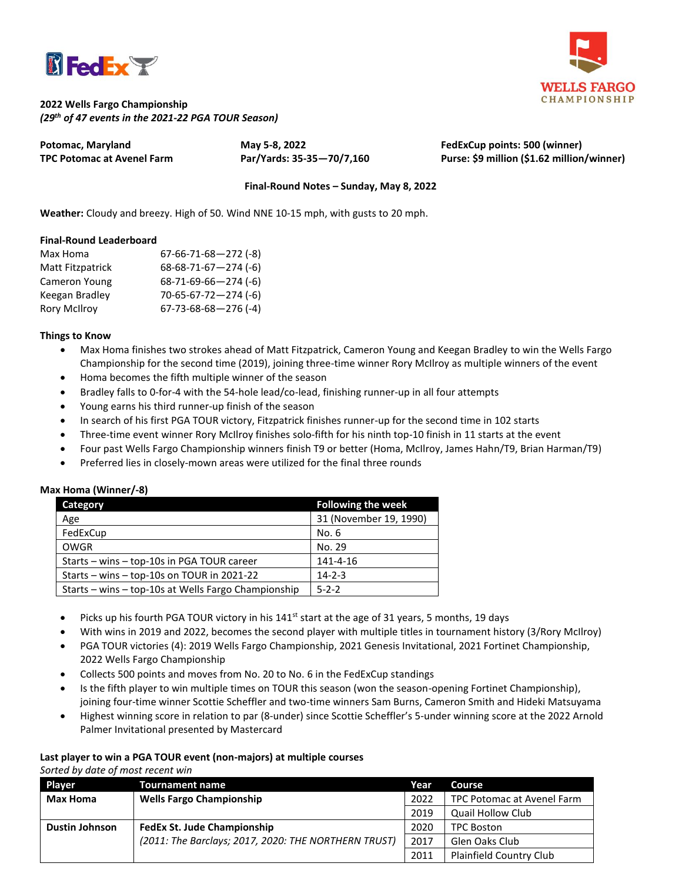**2022 Wells Fargo Championship**
*(29th of 47 events in the 2021-22 PGA TOUR Season)*

**Potomac, Maryland**
**TPC Potomac at Avenel Farm**

**May 5-8, 2022**
**Par/Yards: 35-35—70/7,160**

**FedExCup points: 500 (winner)**
**Purse: $9 million ($1.62 million/winner)**

**Final-Round Notes – Sunday, May 8, 2022**

**Weather:** Cloudy and breezy. High of 50. Wind NNE 10-15 mph, with gusts to 20 mph.

**Final-Round Leaderboard**

| | |
|---|---|
| Max Homa | 67-66-71-68—272 (-8) |
| Matt Fitzpatrick | 68-68-71-67—274 (-6) |
| Cameron Young | 68-71-69-66—274 (-6) |
| Keegan Bradley | 70-65-67-72—274 (-6) |
| Rory McIlroy | 67-73-68-68—276 (-4) |

**Things to Know**

- Max Homa finishes two strokes ahead of Matt Fitzpatrick, Cameron Young and Keegan Bradley to win the Wells Fargo Championship for the second time (2019), joining three-time winner Rory McIlroy as multiple winners of the event
- Homa becomes the fifth multiple winner of the season
- Bradley falls to 0-for-4 with the 54-hole lead/co-lead, finishing runner-up in all four attempts
- Young earns his third runner-up finish of the season
- In search of his first PGA TOUR victory, Fitzpatrick finishes runner-up for the second time in 102 starts
- Three-time event winner Rory McIlroy finishes solo-fifth for his ninth top-10 finish in 11 starts at the event
- Four past Wells Fargo Championship winners finish T9 or better (Homa, McIlroy, James Hahn/T9, Brian Harman/T9)
- Preferred lies in closely-mown areas were utilized for the final three rounds

**Max Homa (Winner/-8)**

| Category | Following the week |
|---|---|
| Age | 31 (November 19, 1990) |
| FedExCup | No. 6 |
| OWGR | No. 29 |
| Starts – wins – top-10s in PGA TOUR career | 141-4-16 |
| Starts – wins – top-10s on TOUR in 2021-22 | 14-2-3 |
| Starts – wins – top-10s at Wells Fargo Championship | 5-2-2 |

- Picks up his fourth PGA TOUR victory in his 141st start at the age of 31 years, 5 months, 19 days
- With wins in 2019 and 2022, becomes the second player with multiple titles in tournament history (3/Rory McIlroy)
- PGA TOUR victories (4): 2019 Wells Fargo Championship, 2021 Genesis Invitational, 2021 Fortinet Championship, 2022 Wells Fargo Championship
- Collects 500 points and moves from No. 20 to No. 6 in the FedExCup standings
- Is the fifth player to win multiple times on TOUR this season (won the season-opening Fortinet Championship), joining four-time winner Scottie Scheffler and two-time winners Sam Burns, Cameron Smith and Hideki Matsuyama
- Highest winning score in relation to par (8-under) since Scottie Scheffler's 5-under winning score at the 2022 Arnold Palmer Invitational presented by Mastercard

**Last player to win a PGA TOUR event (non-majors) at multiple courses**
*Sorted by date of most recent win*

| Player | Tournament name | Year | Course |
|---|---|---|---|
| **Max Homa** | **Wells Fargo Championship** | 2022 | TPC Potomac at Avenel Farm |
| | | 2019 | Quail Hollow Club |
| **Dustin Johnson** | **FedEx St. Jude Championship** *(2011: The Barclays; 2017, 2020: THE NORTHERN TRUST)* | 2020 | TPC Boston |
| | | 2017 | Glen Oaks Club |
| | | 2011 | Plainfield Country Club |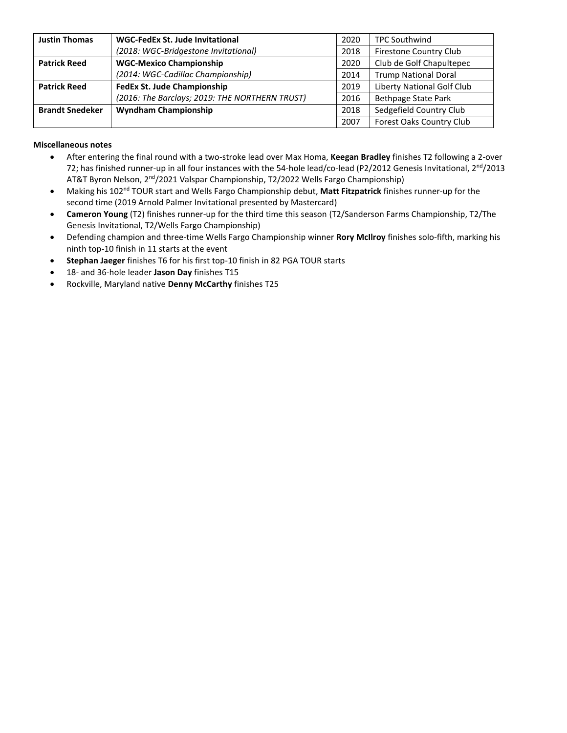| | | | |
|---|---|---|---|
| **Justin Thomas** | **WGC-FedEx St. Jude Invitational** | 2020 | TPC Southwind |
| | *(2018: WGC-Bridgestone Invitational)* | 2018 | Firestone Country Club |
| **Patrick Reed** | **WGC-Mexico Championship** | 2020 | Club de Golf Chapultepec |
| | *(2014: WGC-Cadillac Championship)* | 2014 | Trump National Doral |
| **Patrick Reed** | **FedEx St. Jude Championship** | 2019 | Liberty National Golf Club |
| | *(2016: The Barclays; 2019: THE NORTHERN TRUST)* | 2016 | Bethpage State Park |
| **Brandt Snedeker** | **Wyndham Championship** | 2018 | Sedgefield Country Club |
| | | 2007 | Forest Oaks Country Club |

**Miscellaneous notes**

- After entering the final round with a two-stroke lead over Max Homa, **Keegan Bradley** finishes T2 following a 2-over 72; has finished runner-up in all four instances with the 54-hole lead/co-lead (P2/2012 Genesis Invitational, 2nd/2013 AT&T Byron Nelson, 2nd/2021 Valspar Championship, T2/2022 Wells Fargo Championship)
- Making his 102nd TOUR start and Wells Fargo Championship debut, **Matt Fitzpatrick** finishes runner-up for the second time (2019 Arnold Palmer Invitational presented by Mastercard)
- **Cameron Young** (T2) finishes runner-up for the third time this season (T2/Sanderson Farms Championship, T2/The Genesis Invitational, T2/Wells Fargo Championship)
- Defending champion and three-time Wells Fargo Championship winner **Rory McIlroy** finishes solo-fifth, marking his ninth top-10 finish in 11 starts at the event
- **Stephan Jaeger** finishes T6 for his first top-10 finish in 82 PGA TOUR starts
- 18- and 36-hole leader **Jason Day** finishes T15
- Rockville, Maryland native **Denny McCarthy** finishes T25